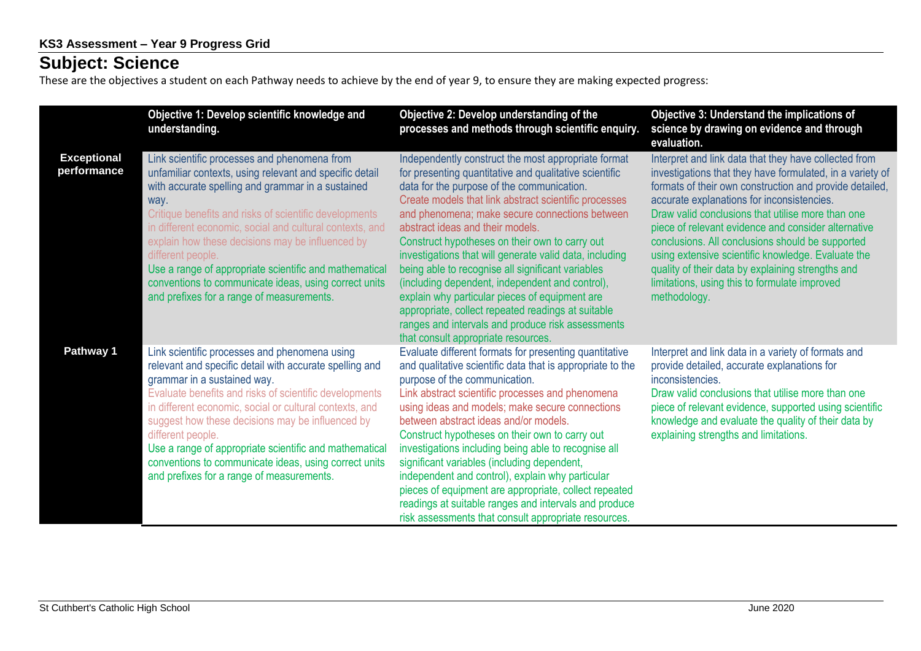**KS3 Assessment – Year 9 Progress Grid**

# Subject: Science

These are the objectives a student on each Pathway needs to achieve by the end of year 9, to ensure they are making expected progress:

| | Objective 1: Develop scientific knowledge and understanding. | Objective 2: Develop understanding of the processes and methods through scientific enquiry. | Objective 3: Understand the implications of science by drawing on evidence and through evaluation. |
|---|---|---|---|
| **Exceptional performance** | Link scientific processes and phenomena from unfamiliar contexts, using relevant and specific detail with accurate spelling and grammar in a sustained way.<br>Critique benefits and risks of scientific developments in different economic, social and cultural contexts, and explain how these decisions may be influenced by different people.<br>Use a range of appropriate scientific and mathematical conventions to communicate ideas, using correct units and prefixes for a range of measurements. | Independently construct the most appropriate format for presenting quantitative and qualitative scientific data for the purpose of the communication.<br>Create models that link abstract scientific processes and phenomena; make secure connections between abstract ideas and their models.<br>Construct hypotheses on their own to carry out investigations that will generate valid data, including being able to recognise all significant variables (including dependent, independent and control), explain why particular pieces of equipment are appropriate, collect repeated readings at suitable ranges and intervals and produce risk assessments that consult appropriate resources. | Interpret and link data that they have collected from investigations that they have formulated, in a variety of formats of their own construction and provide detailed, accurate explanations for inconsistencies.<br>Draw valid conclusions that utilise more than one piece of relevant evidence and consider alternative conclusions. All conclusions should be supported using extensive scientific knowledge. Evaluate the quality of their data by explaining strengths and limitations, using this to formulate improved methodology. |
| **Pathway 1** | Link scientific processes and phenomena using relevant and specific detail with accurate spelling and grammar in a sustained way.<br>Evaluate benefits and risks of scientific developments in different economic, social or cultural contexts, and suggest how these decisions may be influenced by different people.<br>Use a range of appropriate scientific and mathematical conventions to communicate ideas, using correct units and prefixes for a range of measurements. | Evaluate different formats for presenting quantitative and qualitative scientific data that is appropriate to the purpose of the communication.<br>Link abstract scientific processes and phenomena using ideas and models; make secure connections between abstract ideas and/or models.<br>Construct hypotheses on their own to carry out investigations including being able to recognise all significant variables (including dependent, independent and control), explain why particular pieces of equipment are appropriate, collect repeated readings at suitable ranges and intervals and produce risk assessments that consult appropriate resources. | Interpret and link data in a variety of formats and provide detailed, accurate explanations for inconsistencies.<br>Draw valid conclusions that utilise more than one piece of relevant evidence, supported using scientific knowledge and evaluate the quality of their data by explaining strengths and limitations. |

St Cuthbert's Catholic High School — June 2020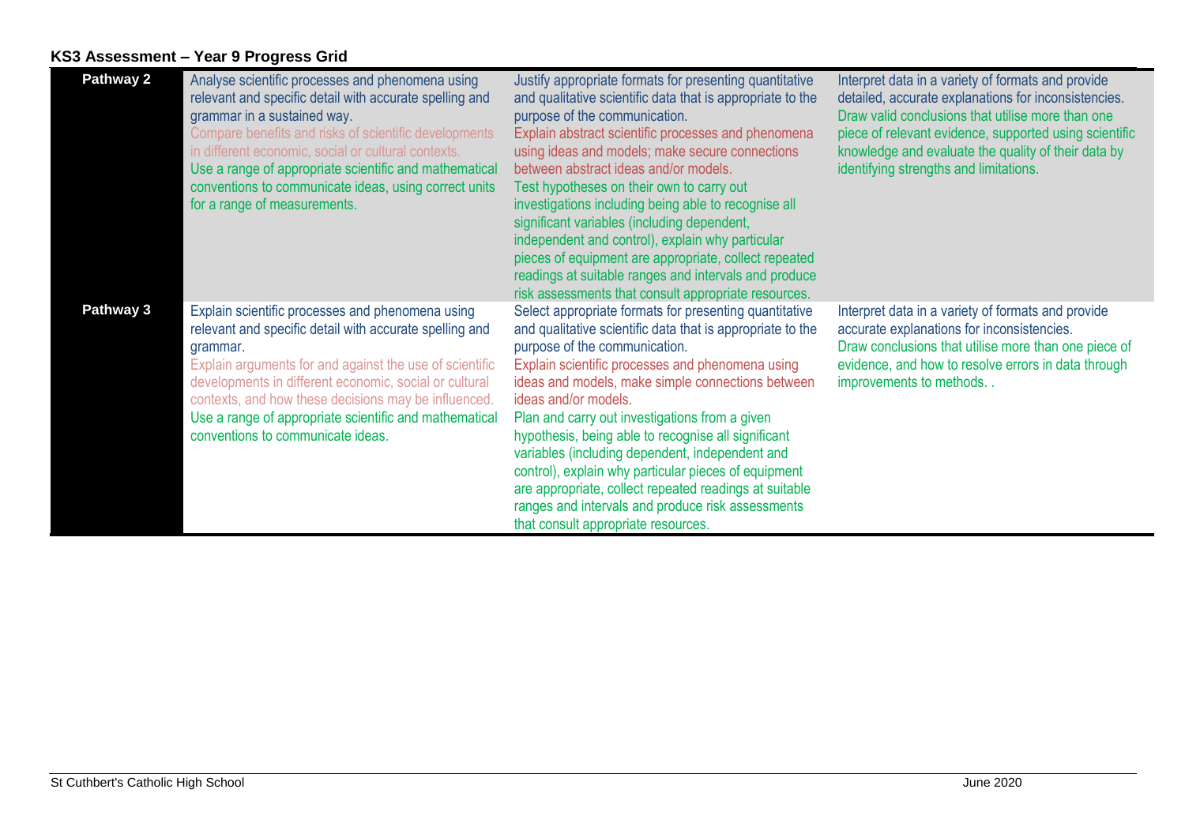**KS3 Assessment – Year 9 Progress Grid**

| | | | |
|---|---|---|---|
| **Pathway 2** | Analyse scientific processes and phenomena using relevant and specific detail with accurate spelling and grammar in a sustained way.<br>Compare benefits and risks of scientific developments in different economic, social or cultural contexts.<br>Use a range of appropriate scientific and mathematical conventions to communicate ideas, using correct units for a range of measurements. | Justify appropriate formats for presenting quantitative and qualitative scientific data that is appropriate to the purpose of the communication.<br>Explain abstract scientific processes and phenomena using ideas and models; make secure connections between abstract ideas and/or models.<br>Test hypotheses on their own to carry out investigations including being able to recognise all significant variables (including dependent, independent and control), explain why particular pieces of equipment are appropriate, collect repeated readings at suitable ranges and intervals and produce risk assessments that consult appropriate resources. | Interpret data in a variety of formats and provide detailed, accurate explanations for inconsistencies.<br>Draw valid conclusions that utilise more than one piece of relevant evidence, supported using scientific knowledge and evaluate the quality of their data by identifying strengths and limitations. |
| **Pathway 3** | Explain scientific processes and phenomena using relevant and specific detail with accurate spelling and grammar.<br>Explain arguments for and against the use of scientific developments in different economic, social or cultural contexts, and how these decisions may be influenced.<br>Use a range of appropriate scientific and mathematical conventions to communicate ideas. | Select appropriate formats for presenting quantitative and qualitative scientific data that is appropriate to the purpose of the communication.<br>Explain scientific processes and phenomena using ideas and models, make simple connections between ideas and/or models.<br>Plan and carry out investigations from a given hypothesis, being able to recognise all significant variables (including dependent, independent and control), explain why particular pieces of equipment are appropriate, collect repeated readings at suitable ranges and intervals and produce risk assessments that consult appropriate resources. | Interpret data in a variety of formats and provide accurate explanations for inconsistencies.<br>Draw conclusions that utilise more than one piece of evidence, and how to resolve errors in data through improvements to methods. . |